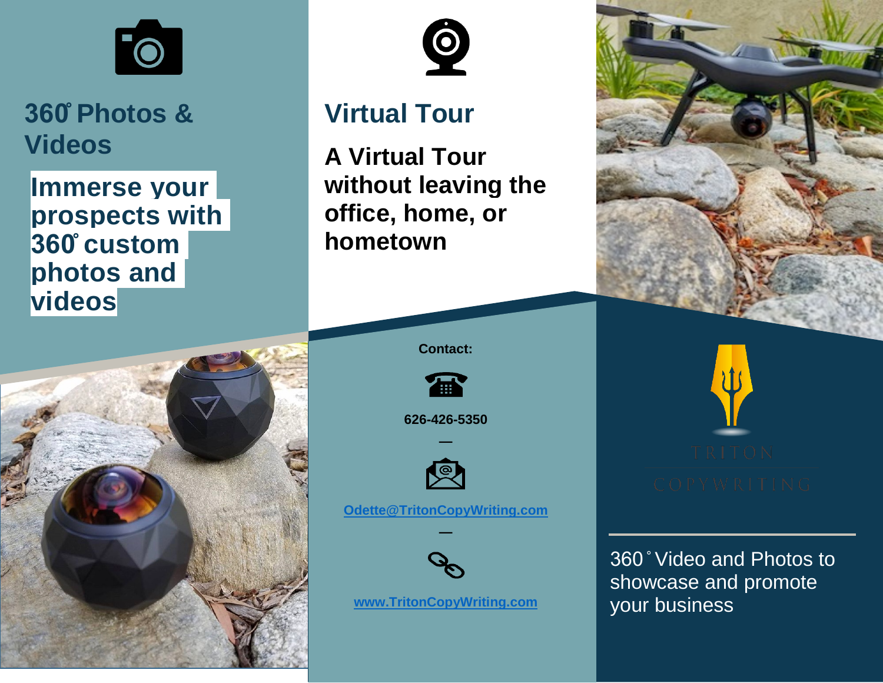## 360° Photos & Videos

**Immerse your prospects with 360° custom photos and videos**

## Virtual Tour

**A Virtual Tour without leaving the office, home, or hometown**

**Contact:**

**626-426-5350**

—

[Odette@TritonCopyWriting.com](mailto:Odette@TritonCopyWriting.com)

—

[www.TritonCopyWriting.com](http://www.TritonCopyWriting.com)

TRITON

COPYWRITING

360° Video and Photos to showcase and promote your business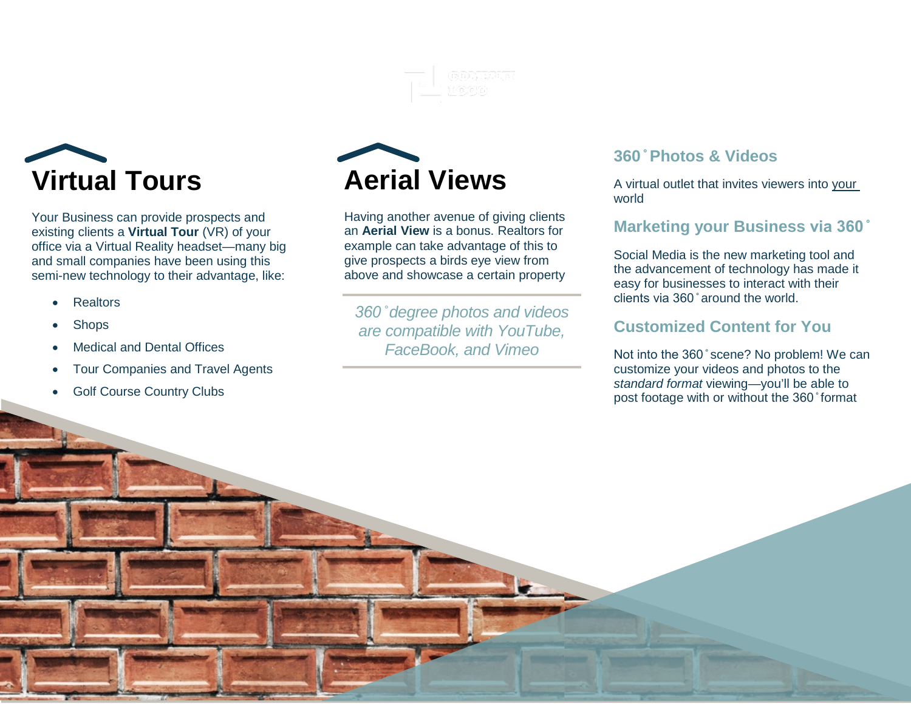## Virtual Tours

Your Business can provide prospects and existing clients a **Virtual Tour** (VR) of your office via a Virtual Reality headset—many big and small companies have been using this semi-new technology to their advantage, like:

- Realtors
- Shops
- Medical and Dental Offices
- Tour Companies and Travel Agents
- Golf Course Country Clubs

## Aerial Views

Having another avenue of giving clients an **Aerial View** is a bonus. Realtors for example can take advantage of this to give prospects a birds eye view from above and showcase a certain property

*360˚degree photos and videos are compatible with YouTube, FaceBook, and Vimeo*

### 360˚Photos & Videos

A virtual outlet that invites viewers into your world

### Marketing your Business via 360˚

Social Media is the new marketing tool and the advancement of technology has made it easy for businesses to interact with their clients via 360˚around the world.

### Customized Content for You

Not into the 360˚scene? No problem! We can customize your videos and photos to the *standard format* viewing—you'll be able to post footage with or without the 360˚format